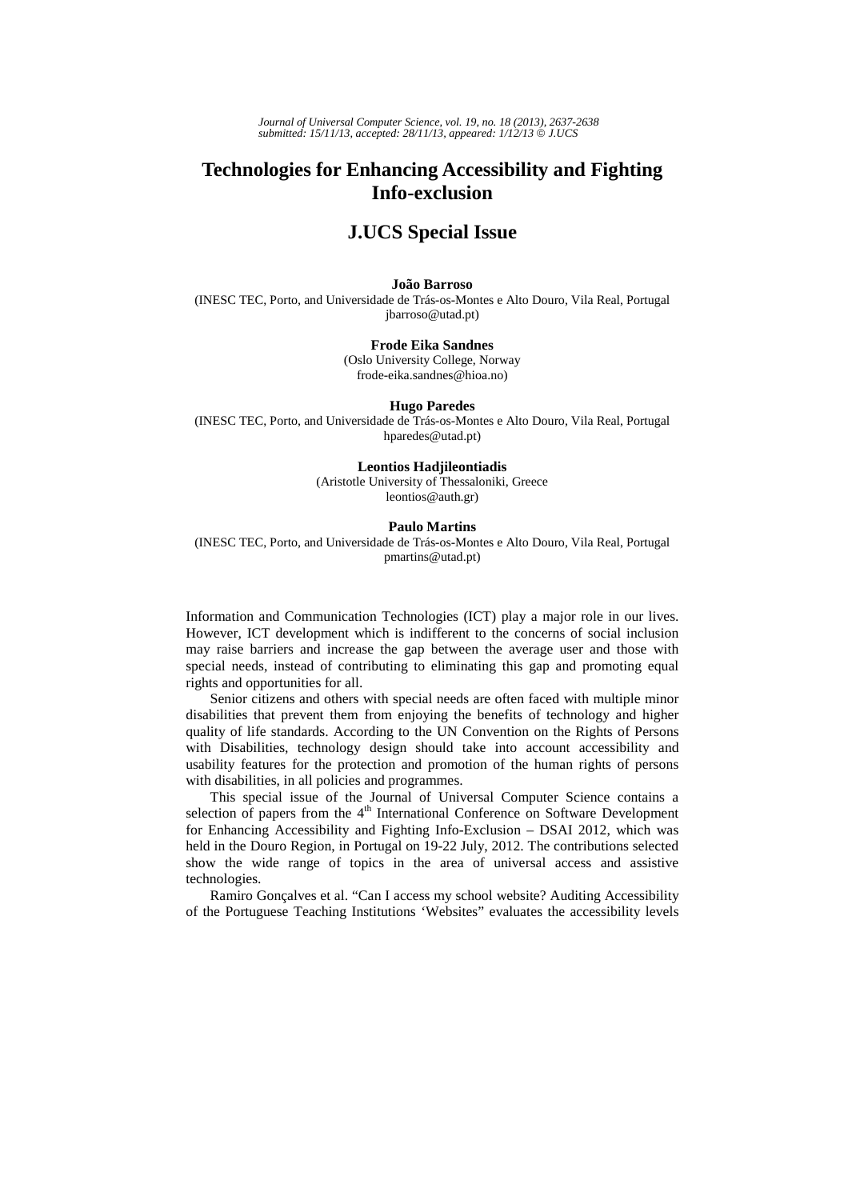# Technologies for Enhancing Accessibility and Fighting Info-exclusion

## J.UCS Special Issue

**João Barroso**
(INESC TEC, Porto, and Universidade de Trás-os-Montes e Alto Douro, Vila Real, Portugal
jbarroso@utad.pt)

**Frode Eika Sandnes**
(Oslo University College, Norway
frode-eika.sandnes@hioa.no)

**Hugo Paredes**
(INESC TEC, Porto, and Universidade de Trás-os-Montes e Alto Douro, Vila Real, Portugal
hparedes@utad.pt)

**Leontios Hadjileontiadis**
(Aristotle University of Thessaloniki, Greece
leontios@auth.gr)

**Paulo Martins**
(INESC TEC, Porto, and Universidade de Trás-os-Montes e Alto Douro, Vila Real, Portugal
pmartins@utad.pt)

Information and Communication Technologies (ICT) play a major role in our lives. However, ICT development which is indifferent to the concerns of social inclusion may raise barriers and increase the gap between the average user and those with special needs, instead of contributing to eliminating this gap and promoting equal rights and opportunities for all.

Senior citizens and others with special needs are often faced with multiple minor disabilities that prevent them from enjoying the benefits of technology and higher quality of life standards. According to the UN Convention on the Rights of Persons with Disabilities, technology design should take into account accessibility and usability features for the protection and promotion of the human rights of persons with disabilities, in all policies and programmes.

This special issue of the Journal of Universal Computer Science contains a selection of papers from the 4th International Conference on Software Development for Enhancing Accessibility and Fighting Info-Exclusion – DSAI 2012, which was held in the Douro Region, in Portugal on 19-22 July, 2012. The contributions selected show the wide range of topics in the area of universal access and assistive technologies.

Ramiro Gonçalves et al. "Can I access my school website? Auditing Accessibility of the Portuguese Teaching Institutions 'Websites" evaluates the accessibility levels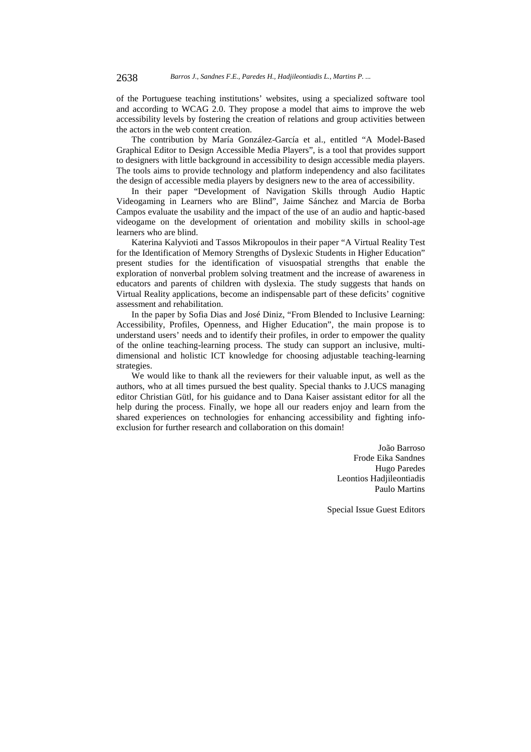of the Portuguese teaching institutions' websites, using a specialized software tool and according to WCAG 2.0. They propose a model that aims to improve the web accessibility levels by fostering the creation of relations and group activities between the actors in the web content creation.

The contribution by María González-García et al., entitled "A Model-Based Graphical Editor to Design Accessible Media Players", is a tool that provides support to designers with little background in accessibility to design accessible media players. The tools aims to provide technology and platform independency and also facilitates the design of accessible media players by designers new to the area of accessibility.

In their paper "Development of Navigation Skills through Audio Haptic Videogaming in Learners who are Blind", Jaime Sánchez and Marcia de Borba Campos evaluate the usability and the impact of the use of an audio and haptic-based videogame on the development of orientation and mobility skills in school-age learners who are blind.

Katerina Kalyvioti and Tassos Mikropoulos in their paper "A Virtual Reality Test for the Identification of Memory Strengths of Dyslexic Students in Higher Education" present studies for the identification of visuospatial strengths that enable the exploration of nonverbal problem solving treatment and the increase of awareness in educators and parents of children with dyslexia. The study suggests that hands on Virtual Reality applications, become an indispensable part of these deficits' cognitive assessment and rehabilitation.

In the paper by Sofia Dias and José Diniz, "From Blended to Inclusive Learning: Accessibility, Profiles, Openness, and Higher Education", the main propose is to understand users' needs and to identify their profiles, in order to empower the quality of the online teaching-learning process. The study can support an inclusive, multi-dimensional and holistic ICT knowledge for choosing adjustable teaching-learning strategies.

We would like to thank all the reviewers for their valuable input, as well as the authors, who at all times pursued the best quality. Special thanks to J.UCS managing editor Christian Gütl, for his guidance and to Dana Kaiser assistant editor for all the help during the process. Finally, we hope all our readers enjoy and learn from the shared experiences on technologies for enhancing accessibility and fighting info-exclusion for further research and collaboration on this domain!

João Barroso
Frode Eika Sandnes
Hugo Paredes
Leontios Hadjileontiadis
Paulo Martins

Special Issue Guest Editors